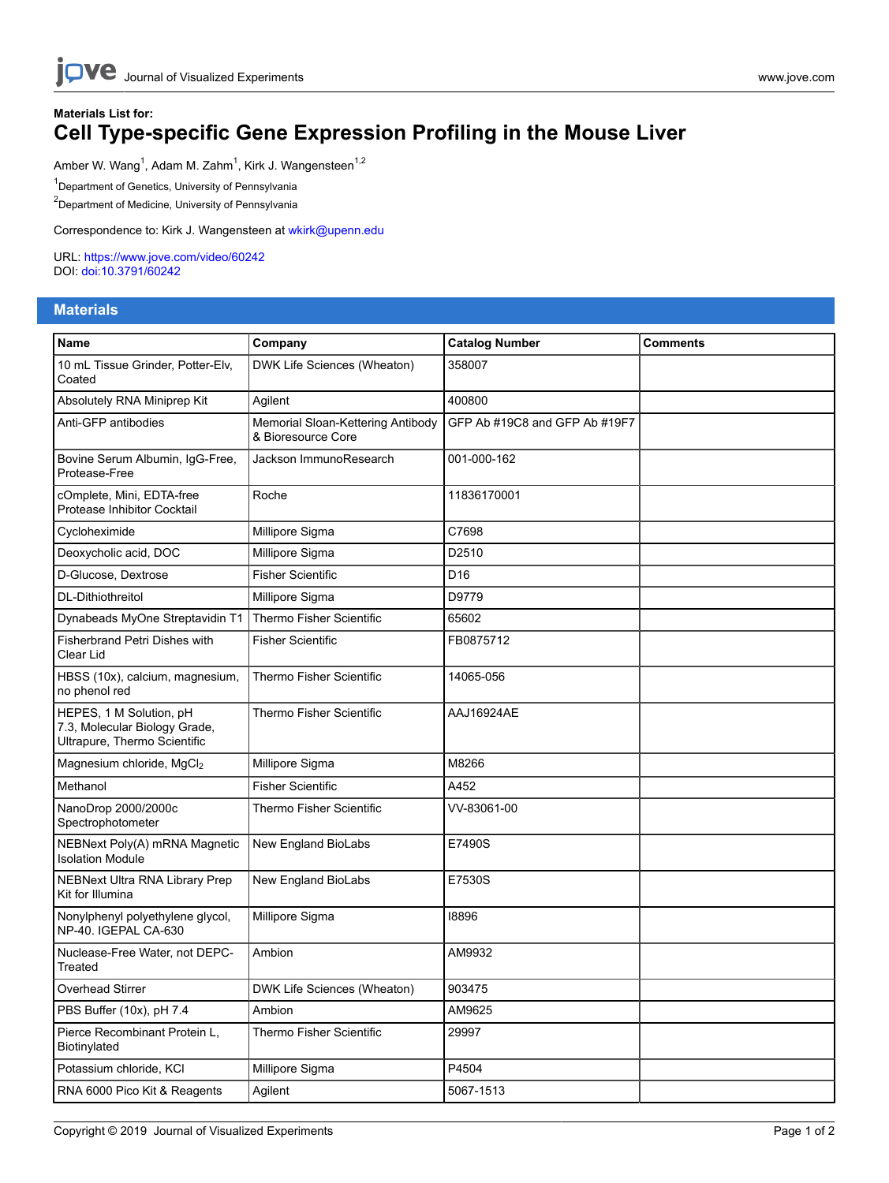Materials List for:

# Cell Type-specific Gene Expression Profiling in the Mouse Liver

Amber W. Wang[1], Adam M. Zahm[1], Kirk J. Wangensteen[1,2]

[1]Department of Genetics, University of Pennsylvania

[2]Department of Medicine, University of Pennsylvania

Correspondence to: Kirk J. Wangensteen at wkirk@upenn.edu

URL: https://www.jove.com/video/60242
DOI: doi:10.3791/60242

## Materials

| Name | Company | Catalog Number | Comments |
|---|---|---|---|
| 10 mL Tissue Grinder, Potter-Elv, Coated | DWK Life Sciences (Wheaton) | 358007 | |
| Absolutely RNA Miniprep Kit | Agilent | 400800 | |
| Anti-GFP antibodies | Memorial Sloan-Kettering Antibody & Bioresource Core | GFP Ab #19C8 and GFP Ab #19F7 | |
| Bovine Serum Albumin, IgG-Free, Protease-Free | Jackson ImmunoResearch | 001-000-162 | |
| cOmplete, Mini, EDTA-free Protease Inhibitor Cocktail | Roche | 11836170001 | |
| Cycloheximide | Millipore Sigma | C7698 | |
| Deoxycholic acid, DOC | Millipore Sigma | D2510 | |
| D-Glucose, Dextrose | Fisher Scientific | D16 | |
| DL-Dithiothreitol | Millipore Sigma | D9779 | |
| Dynabeads MyOne Streptavidin T1 | Thermo Fisher Scientific | 65602 | |
| Fisherbrand Petri Dishes with Clear Lid | Fisher Scientific | FB0875712 | |
| HBSS (10x), calcium, magnesium, no phenol red | Thermo Fisher Scientific | 14065-056 | |
| HEPES, 1 M Solution, pH 7.3, Molecular Biology Grade, Ultrapure, Thermo Scientific | Thermo Fisher Scientific | AAJ16924AE | |
| Magnesium chloride, $MgCl_2$ | Millipore Sigma | M8266 | |
| Methanol | Fisher Scientific | A452 | |
| NanoDrop 2000/2000c Spectrophotometer | Thermo Fisher Scientific | VV-83061-00 | |
| NEBNext Poly(A) mRNA Magnetic Isolation Module | New England BioLabs | E7490S | |
| NEBNext Ultra RNA Library Prep Kit for Illumina | New England BioLabs | E7530S | |
| Nonylphenyl polyethylene glycol, NP-40. IGEPAL CA-630 | Millipore Sigma | I8896 | |
| Nuclease-Free Water, not DEPC-Treated | Ambion | AM9932 | |
| Overhead Stirrer | DWK Life Sciences (Wheaton) | 903475 | |
| PBS Buffer (10x), pH 7.4 | Ambion | AM9625 | |
| Pierce Recombinant Protein L, Biotinylated | Thermo Fisher Scientific | 29997 | |
| Potassium chloride, KCl | Millipore Sigma | P4504 | |
| RNA 6000 Pico Kit & Reagents | Agilent | 5067-1513 | |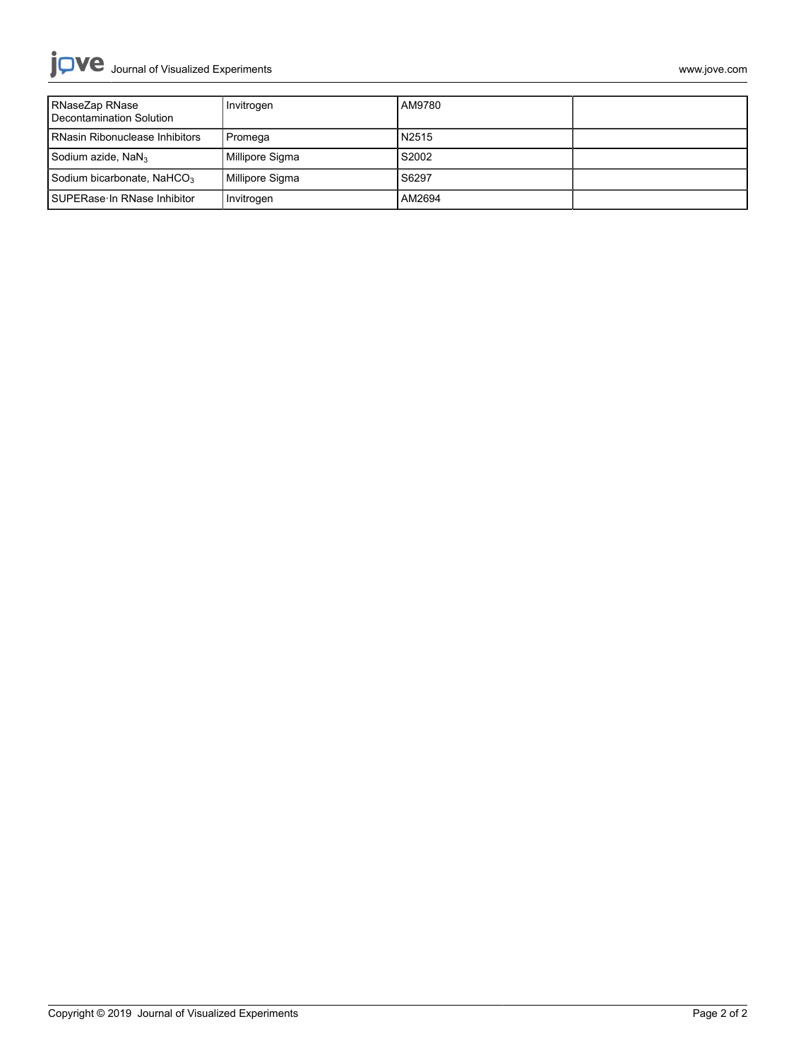| | | | |
|---|---|---|---|
| RNaseZap RNase Decontamination Solution | Invitrogen | AM9780 | |
| RNasin Ribonuclease Inhibitors | Promega | N2515 | |
| Sodium azide, $NaN_3$ | Millipore Sigma | S2002 | |
| Sodium bicarbonate, $NaHCO_3$ | Millipore Sigma | S6297 | |
| SUPERase·In RNase Inhibitor | Invitrogen | AM2694 | |